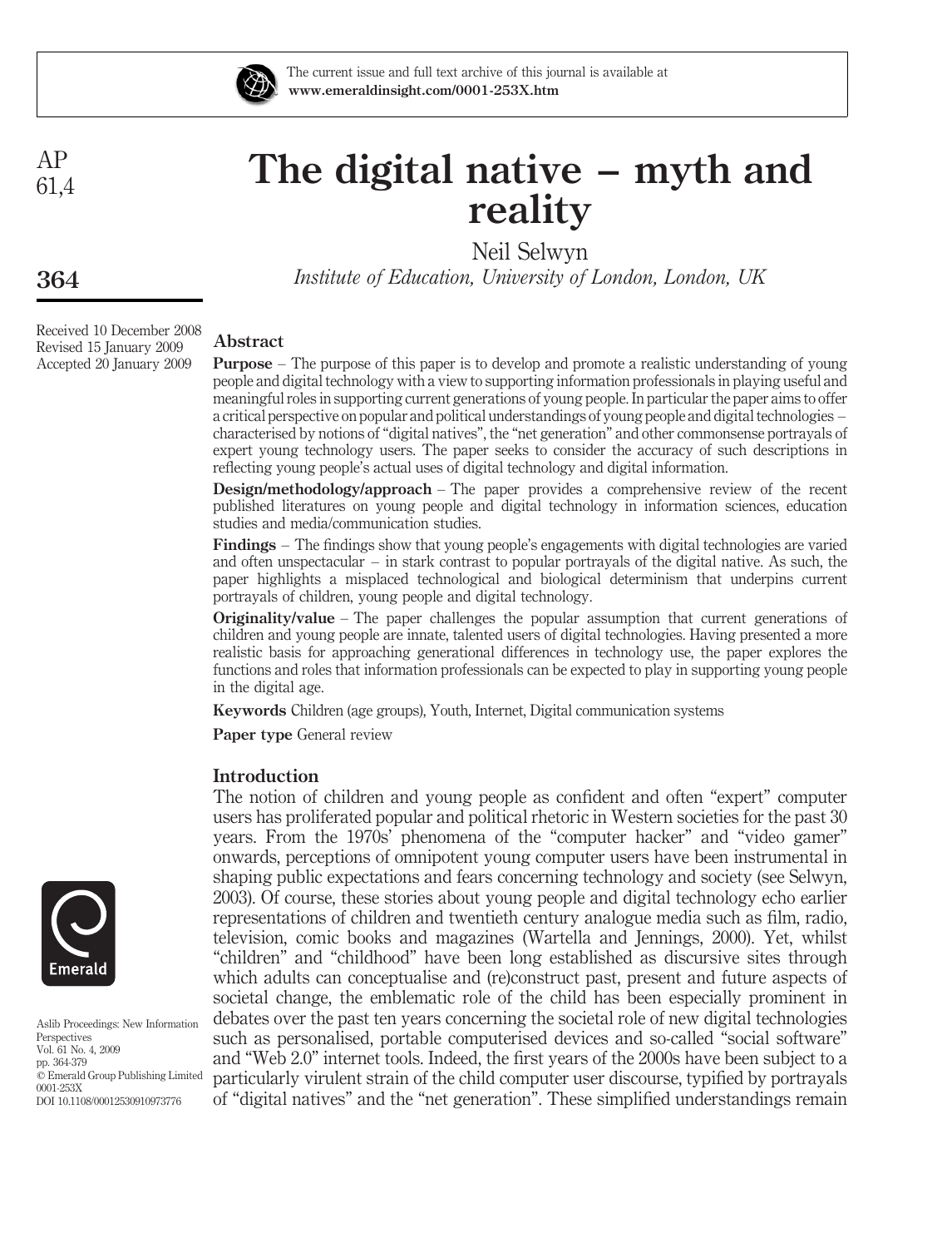# The digital native – myth and reality

Neil Selwyn

*Institute of Education, University of London, London, UK*

Received 10 December 2008
Revised 15 January 2009
Accepted 20 January 2009

## Abstract

**Purpose** – The purpose of this paper is to develop and promote a realistic understanding of young people and digital technology with a view to supporting information professionals in playing useful and meaningful roles in supporting current generations of young people. In particular the paper aims to offer a critical perspective on popular and political understandings of young people and digital technologies – characterised by notions of "digital natives", the "net generation" and other commonsense portrayals of expert young technology users. The paper seeks to consider the accuracy of such descriptions in reflecting young people's actual uses of digital technology and digital information.

**Design/methodology/approach** – The paper provides a comprehensive review of the recent published literatures on young people and digital technology in information sciences, education studies and media/communication studies.

**Findings** – The findings show that young people's engagements with digital technologies are varied and often unspectacular – in stark contrast to popular portrayals of the digital native. As such, the paper highlights a misplaced technological and biological determinism that underpins current portrayals of children, young people and digital technology.

**Originality/value** – The paper challenges the popular assumption that current generations of children and young people are innate, talented users of digital technologies. Having presented a more realistic basis for approaching generational differences in technology use, the paper explores the functions and roles that information professionals can be expected to play in supporting young people in the digital age.

**Keywords** Children (age groups), Youth, Internet, Digital communication systems

**Paper type** General review

## Introduction

The notion of children and young people as confident and often "expert" computer users has proliferated popular and political rhetoric in Western societies for the past 30 years. From the 1970s' phenomena of the "computer hacker" and "video gamer" onwards, perceptions of omnipotent young computer users have been instrumental in shaping public expectations and fears concerning technology and society (see Selwyn, 2003). Of course, these stories about young people and digital technology echo earlier representations of children and twentieth century analogue media such as film, radio, television, comic books and magazines (Wartella and Jennings, 2000). Yet, whilst "children" and "childhood" have been long established as discursive sites through which adults can conceptualise and (re)construct past, present and future aspects of societal change, the emblematic role of the child has been especially prominent in debates over the past ten years concerning the societal role of new digital technologies such as personalised, portable computerised devices and so-called "social software" and "Web 2.0" internet tools. Indeed, the first years of the 2000s have been subject to a particularly virulent strain of the child computer user discourse, typified by portrayals of "digital natives" and the "net generation". These simplified understandings remain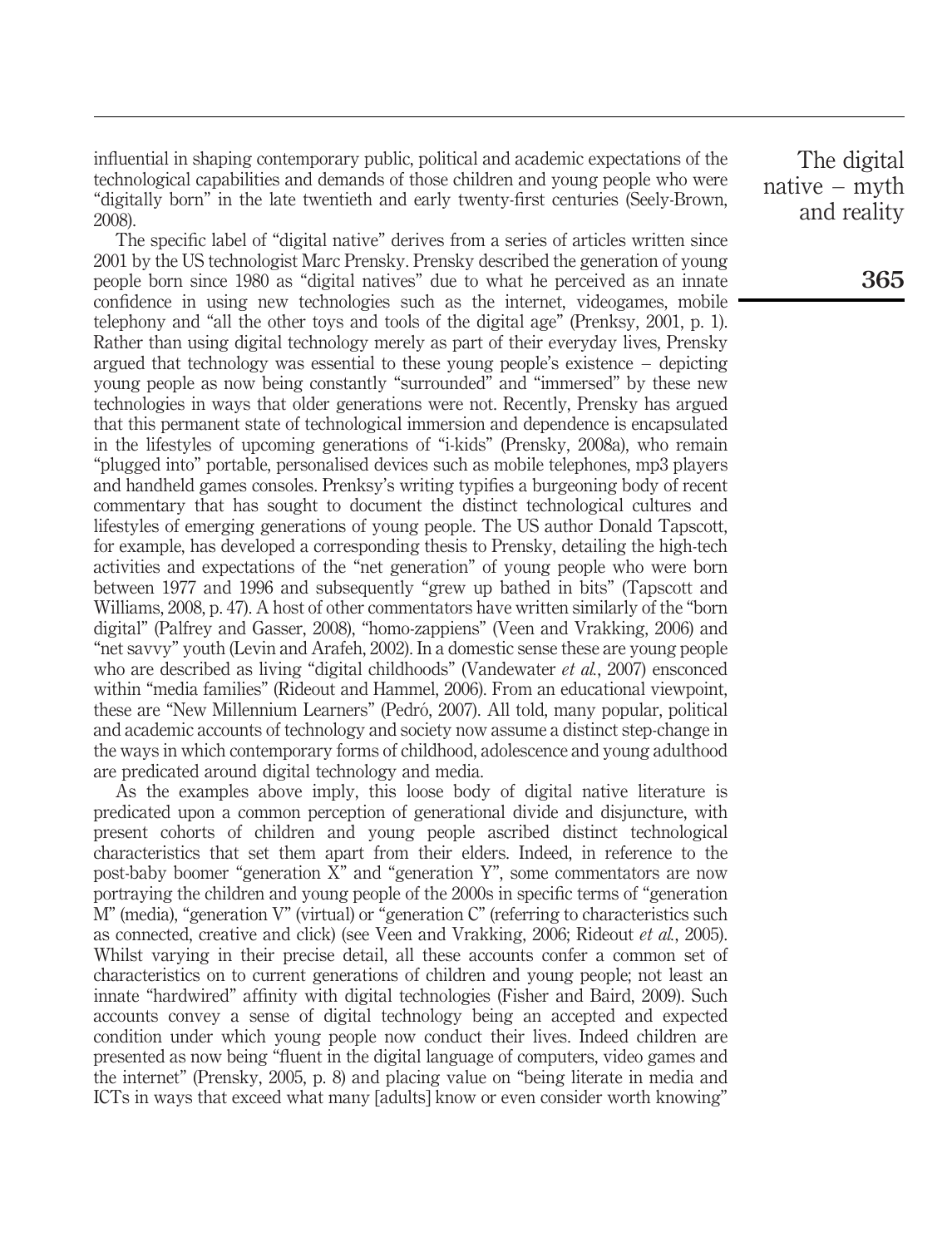influential in shaping contemporary public, political and academic expectations of the technological capabilities and demands of those children and young people who were "digitally born" in the late twentieth and early twenty-first centuries (Seely-Brown, 2008).

The specific label of "digital native" derives from a series of articles written since 2001 by the US technologist Marc Prensky. Prensky described the generation of young people born since 1980 as "digital natives" due to what he perceived as an innate confidence in using new technologies such as the internet, videogames, mobile telephony and "all the other toys and tools of the digital age" (Prenksy, 2001, p. 1). Rather than using digital technology merely as part of their everyday lives, Prensky argued that technology was essential to these young people's existence – depicting young people as now being constantly "surrounded" and "immersed" by these new technologies in ways that older generations were not. Recently, Prensky has argued that this permanent state of technological immersion and dependence is encapsulated in the lifestyles of upcoming generations of "i-kids" (Prensky, 2008a), who remain "plugged into" portable, personalised devices such as mobile telephones, mp3 players and handheld games consoles. Prenksy's writing typifies a burgeoning body of recent commentary that has sought to document the distinct technological cultures and lifestyles of emerging generations of young people. The US author Donald Tapscott, for example, has developed a corresponding thesis to Prensky, detailing the high-tech activities and expectations of the "net generation" of young people who were born between 1977 and 1996 and subsequently "grew up bathed in bits" (Tapscott and Williams, 2008, p. 47). A host of other commentators have written similarly of the "born digital" (Palfrey and Gasser, 2008), "homo-zappiens" (Veen and Vrakking, 2006) and "net savvy" youth (Levin and Arafeh, 2002). In a domestic sense these are young people who are described as living "digital childhoods" (Vandewater *et al.*, 2007) ensconced within "media families" (Rideout and Hammel, 2006). From an educational viewpoint, these are "New Millennium Learners" (Pedró, 2007). All told, many popular, political and academic accounts of technology and society now assume a distinct step-change in the ways in which contemporary forms of childhood, adolescence and young adulthood are predicated around digital technology and media.

As the examples above imply, this loose body of digital native literature is predicated upon a common perception of generational divide and disjuncture, with present cohorts of children and young people ascribed distinct technological characteristics that set them apart from their elders. Indeed, in reference to the post-baby boomer "generation X" and "generation Y", some commentators are now portraying the children and young people of the 2000s in specific terms of "generation M" (media), "generation V" (virtual) or "generation C" (referring to characteristics such as connected, creative and click) (see Veen and Vrakking, 2006; Rideout *et al.*, 2005). Whilst varying in their precise detail, all these accounts confer a common set of characteristics on to current generations of children and young people; not least an innate "hardwired" affinity with digital technologies (Fisher and Baird, 2009). Such accounts convey a sense of digital technology being an accepted and expected condition under which young people now conduct their lives. Indeed children are presented as now being "fluent in the digital language of computers, video games and the internet" (Prensky, 2005, p. 8) and placing value on "being literate in media and ICTs in ways that exceed what many [adults] know or even consider worth knowing"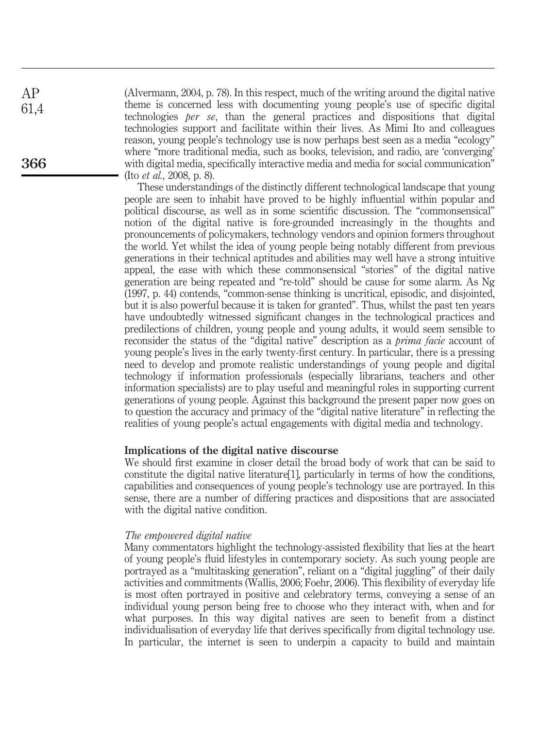(Alvermann, 2004, p. 78). In this respect, much of the writing around the digital native theme is concerned less with documenting young people's use of specific digital technologies *per se*, than the general practices and dispositions that digital technologies support and facilitate within their lives. As Mimi Ito and colleagues reason, young people's technology use is now perhaps best seen as a media "ecology" where "more traditional media, such as books, television, and radio, are 'converging' with digital media, specifically interactive media and media for social communication" (Ito *et al.*, 2008, p. 8).

These understandings of the distinctly different technological landscape that young people are seen to inhabit have proved to be highly influential within popular and political discourse, as well as in some scientific discussion. The "commonsensical" notion of the digital native is fore-grounded increasingly in the thoughts and pronouncements of policymakers, technology vendors and opinion formers throughout the world. Yet whilst the idea of young people being notably different from previous generations in their technical aptitudes and abilities may well have a strong intuitive appeal, the ease with which these commonsensical "stories" of the digital native generation are being repeated and "re-told" should be cause for some alarm. As Ng (1997, p. 44) contends, "common-sense thinking is uncritical, episodic, and disjointed, but it is also powerful because it is taken for granted". Thus, whilst the past ten years have undoubtedly witnessed significant changes in the technological practices and predilections of children, young people and young adults, it would seem sensible to reconsider the status of the "digital native" description as a *prima facie* account of young people's lives in the early twenty-first century. In particular, there is a pressing need to develop and promote realistic understandings of young people and digital technology if information professionals (especially librarians, teachers and other information specialists) are to play useful and meaningful roles in supporting current generations of young people. Against this background the present paper now goes on to question the accuracy and primacy of the "digital native literature" in reflecting the realities of young people's actual engagements with digital media and technology.

## Implications of the digital native discourse

We should first examine in closer detail the broad body of work that can be said to constitute the digital native literature[1], particularly in terms of how the conditions, capabilities and consequences of young people's technology use are portrayed. In this sense, there are a number of differing practices and dispositions that are associated with the digital native condition.

### *The empowered digital native*

Many commentators highlight the technology-assisted flexibility that lies at the heart of young people's fluid lifestyles in contemporary society. As such young people are portrayed as a "multitasking generation", reliant on a "digital juggling" of their daily activities and commitments (Wallis, 2006; Foehr, 2006). This flexibility of everyday life is most often portrayed in positive and celebratory terms, conveying a sense of an individual young person being free to choose who they interact with, when and for what purposes. In this way digital natives are seen to benefit from a distinct individualisation of everyday life that derives specifically from digital technology use. In particular, the internet is seen to underpin a capacity to build and maintain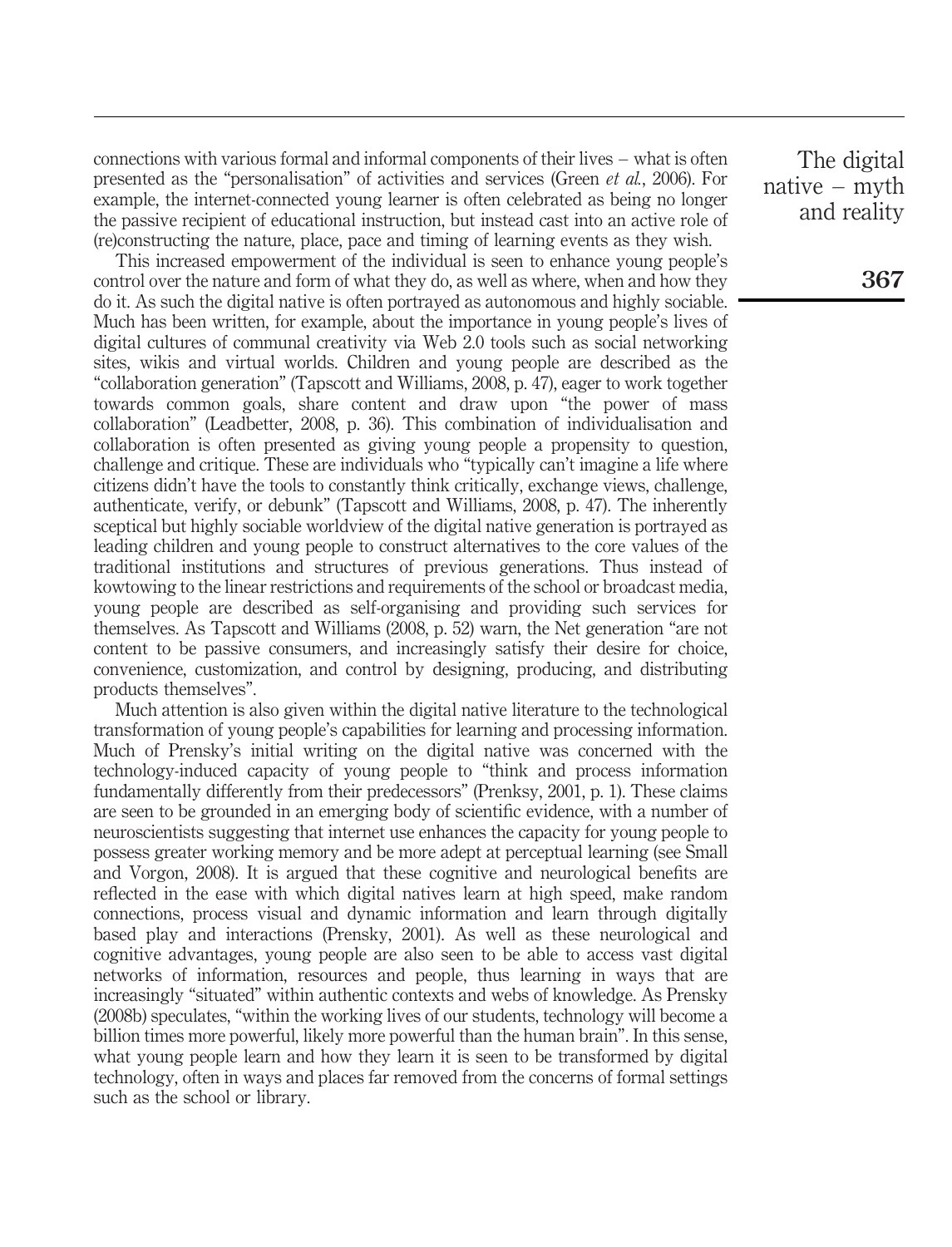connections with various formal and informal components of their lives – what is often presented as the "personalisation" of activities and services (Green *et al.*, 2006). For example, the internet-connected young learner is often celebrated as being no longer the passive recipient of educational instruction, but instead cast into an active role of (re)constructing the nature, place, pace and timing of learning events as they wish.

This increased empowerment of the individual is seen to enhance young people's control over the nature and form of what they do, as well as where, when and how they do it. As such the digital native is often portrayed as autonomous and highly sociable. Much has been written, for example, about the importance in young people's lives of digital cultures of communal creativity via Web 2.0 tools such as social networking sites, wikis and virtual worlds. Children and young people are described as the "collaboration generation" (Tapscott and Williams, 2008, p. 47), eager to work together towards common goals, share content and draw upon "the power of mass collaboration" (Leadbetter, 2008, p. 36). This combination of individualisation and collaboration is often presented as giving young people a propensity to question, challenge and critique. These are individuals who "typically can't imagine a life where citizens didn't have the tools to constantly think critically, exchange views, challenge, authenticate, verify, or debunk" (Tapscott and Williams, 2008, p. 47). The inherently sceptical but highly sociable worldview of the digital native generation is portrayed as leading children and young people to construct alternatives to the core values of the traditional institutions and structures of previous generations. Thus instead of kowtowing to the linear restrictions and requirements of the school or broadcast media, young people are described as self-organising and providing such services for themselves. As Tapscott and Williams (2008, p. 52) warn, the Net generation "are not content to be passive consumers, and increasingly satisfy their desire for choice, convenience, customization, and control by designing, producing, and distributing products themselves".

Much attention is also given within the digital native literature to the technological transformation of young people's capabilities for learning and processing information. Much of Prensky's initial writing on the digital native was concerned with the technology-induced capacity of young people to "think and process information fundamentally differently from their predecessors" (Prenksy, 2001, p. 1). These claims are seen to be grounded in an emerging body of scientific evidence, with a number of neuroscientists suggesting that internet use enhances the capacity for young people to possess greater working memory and be more adept at perceptual learning (see Small and Vorgon, 2008). It is argued that these cognitive and neurological benefits are reflected in the ease with which digital natives learn at high speed, make random connections, process visual and dynamic information and learn through digitally based play and interactions (Prensky, 2001). As well as these neurological and cognitive advantages, young people are also seen to be able to access vast digital networks of information, resources and people, thus learning in ways that are increasingly "situated" within authentic contexts and webs of knowledge. As Prensky (2008b) speculates, "within the working lives of our students, technology will become a billion times more powerful, likely more powerful than the human brain". In this sense, what young people learn and how they learn it is seen to be transformed by digital technology, often in ways and places far removed from the concerns of formal settings such as the school or library.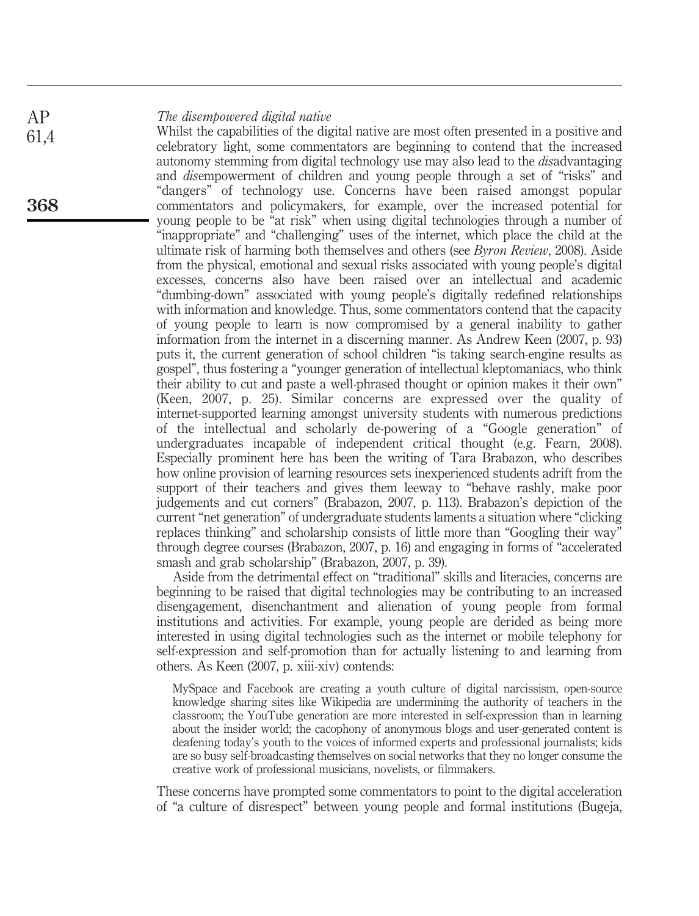### *The disempowered digital native*

Whilst the capabilities of the digital native are most often presented in a positive and celebratory light, some commentators are beginning to contend that the increased autonomy stemming from digital technology use may also lead to the *dis*advantaging and *dis*empowerment of children and young people through a set of "risks" and "dangers" of technology use. Concerns have been raised amongst popular commentators and policymakers, for example, over the increased potential for young people to be "at risk" when using digital technologies through a number of "inappropriate" and "challenging" uses of the internet, which place the child at the ultimate risk of harming both themselves and others (see *Byron Review*, 2008). Aside from the physical, emotional and sexual risks associated with young people's digital excesses, concerns also have been raised over an intellectual and academic "dumbing-down" associated with young people's digitally redefined relationships with information and knowledge. Thus, some commentators contend that the capacity of young people to learn is now compromised by a general inability to gather information from the internet in a discerning manner. As Andrew Keen (2007, p. 93) puts it, the current generation of school children "is taking search-engine results as gospel", thus fostering a "younger generation of intellectual kleptomaniacs, who think their ability to cut and paste a well-phrased thought or opinion makes it their own" (Keen, 2007, p. 25). Similar concerns are expressed over the quality of internet-supported learning amongst university students with numerous predictions of the intellectual and scholarly de-powering of a "Google generation" of undergraduates incapable of independent critical thought (e.g. Fearn, 2008). Especially prominent here has been the writing of Tara Brabazon, who describes how online provision of learning resources sets inexperienced students adrift from the support of their teachers and gives them leeway to "behave rashly, make poor judgements and cut corners" (Brabazon, 2007, p. 113). Brabazon's depiction of the current "net generation" of undergraduate students laments a situation where "clicking replaces thinking" and scholarship consists of little more than "Googling their way" through degree courses (Brabazon, 2007, p. 16) and engaging in forms of "accelerated smash and grab scholarship" (Brabazon, 2007, p. 39).

Aside from the detrimental effect on "traditional" skills and literacies, concerns are beginning to be raised that digital technologies may be contributing to an increased disengagement, disenchantment and alienation of young people from formal institutions and activities. For example, young people are derided as being more interested in using digital technologies such as the internet or mobile telephony for self-expression and self-promotion than for actually listening to and learning from others. As Keen (2007, p. xiii-xiv) contends:

> MySpace and Facebook are creating a youth culture of digital narcissism, open-source knowledge sharing sites like Wikipedia are undermining the authority of teachers in the classroom; the YouTube generation are more interested in self-expression than in learning about the insider world; the cacophony of anonymous blogs and user-generated content is deafening today's youth to the voices of informed experts and professional journalists; kids are so busy self-broadcasting themselves on social networks that they no longer consume the creative work of professional musicians, novelists, or filmmakers.

These concerns have prompted some commentators to point to the digital acceleration of "a culture of disrespect" between young people and formal institutions (Bugeja,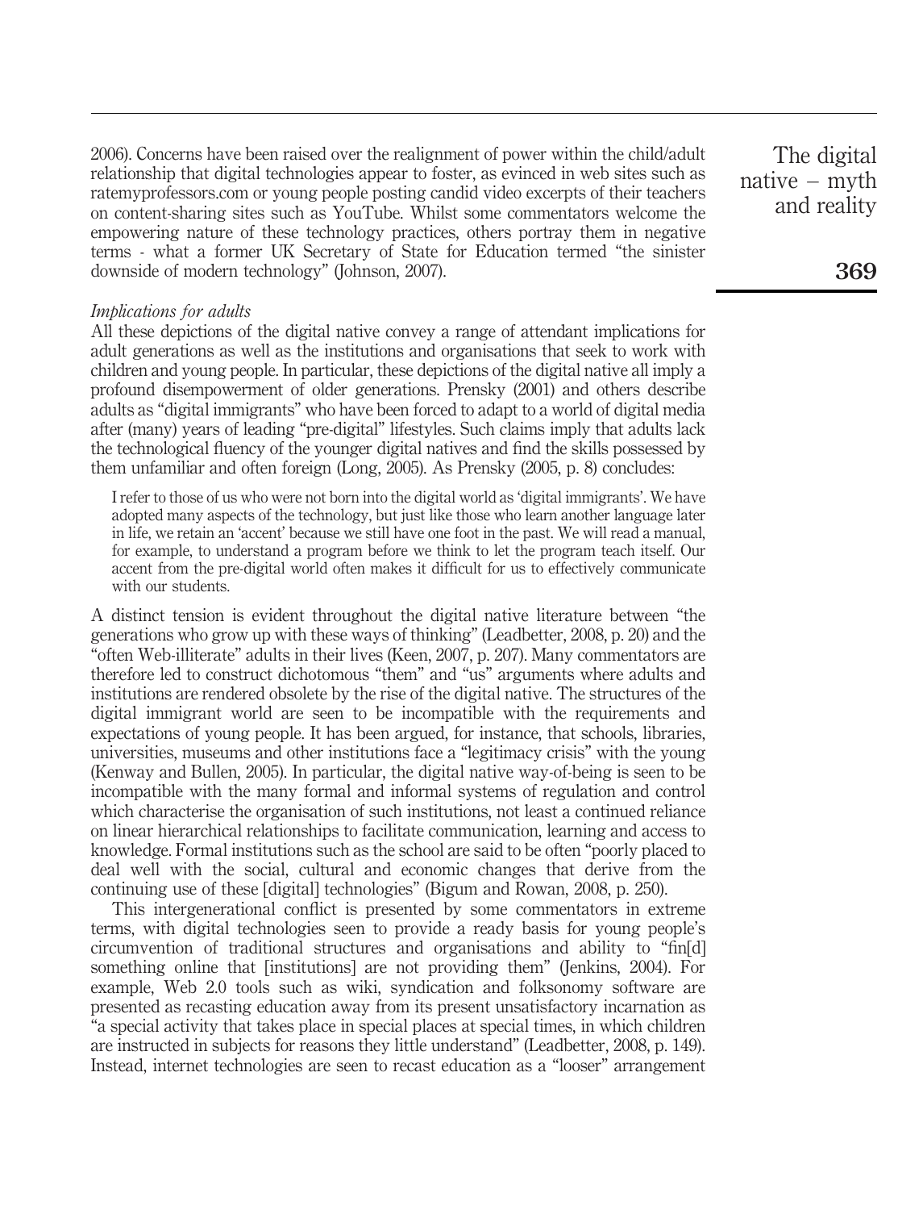2006). Concerns have been raised over the realignment of power within the child/adult relationship that digital technologies appear to foster, as evinced in web sites such as ratemyprofessors.com or young people posting candid video excerpts of their teachers on content-sharing sites such as YouTube. Whilst some commentators welcome the empowering nature of these technology practices, others portray them in negative terms - what a former UK Secretary of State for Education termed "the sinister downside of modern technology" (Johnson, 2007).

*Implications for adults*

All these depictions of the digital native convey a range of attendant implications for adult generations as well as the institutions and organisations that seek to work with children and young people. In particular, these depictions of the digital native all imply a profound disempowerment of older generations. Prensky (2001) and others describe adults as "digital immigrants" who have been forced to adapt to a world of digital media after (many) years of leading "pre-digital" lifestyles. Such claims imply that adults lack the technological fluency of the younger digital natives and find the skills possessed by them unfamiliar and often foreign (Long, 2005). As Prensky (2005, p. 8) concludes:

> I refer to those of us who were not born into the digital world as 'digital immigrants'. We have adopted many aspects of the technology, but just like those who learn another language later in life, we retain an 'accent' because we still have one foot in the past. We will read a manual, for example, to understand a program before we think to let the program teach itself. Our accent from the pre-digital world often makes it difficult for us to effectively communicate with our students.

A distinct tension is evident throughout the digital native literature between "the generations who grow up with these ways of thinking" (Leadbetter, 2008, p. 20) and the "often Web-illiterate" adults in their lives (Keen, 2007, p. 207). Many commentators are therefore led to construct dichotomous "them" and "us" arguments where adults and institutions are rendered obsolete by the rise of the digital native. The structures of the digital immigrant world are seen to be incompatible with the requirements and expectations of young people. It has been argued, for instance, that schools, libraries, universities, museums and other institutions face a "legitimacy crisis" with the young (Kenway and Bullen, 2005). In particular, the digital native way-of-being is seen to be incompatible with the many formal and informal systems of regulation and control which characterise the organisation of such institutions, not least a continued reliance on linear hierarchical relationships to facilitate communication, learning and access to knowledge. Formal institutions such as the school are said to be often "poorly placed to deal well with the social, cultural and economic changes that derive from the continuing use of these [digital] technologies" (Bigum and Rowan, 2008, p. 250).

This intergenerational conflict is presented by some commentators in extreme terms, with digital technologies seen to provide a ready basis for young people's circumvention of traditional structures and organisations and ability to "fin[d] something online that [institutions] are not providing them" (Jenkins, 2004). For example, Web 2.0 tools such as wiki, syndication and folksonomy software are presented as recasting education away from its present unsatisfactory incarnation as "a special activity that takes place in special places at special times, in which children are instructed in subjects for reasons they little understand" (Leadbetter, 2008, p. 149). Instead, internet technologies are seen to recast education as a "looser" arrangement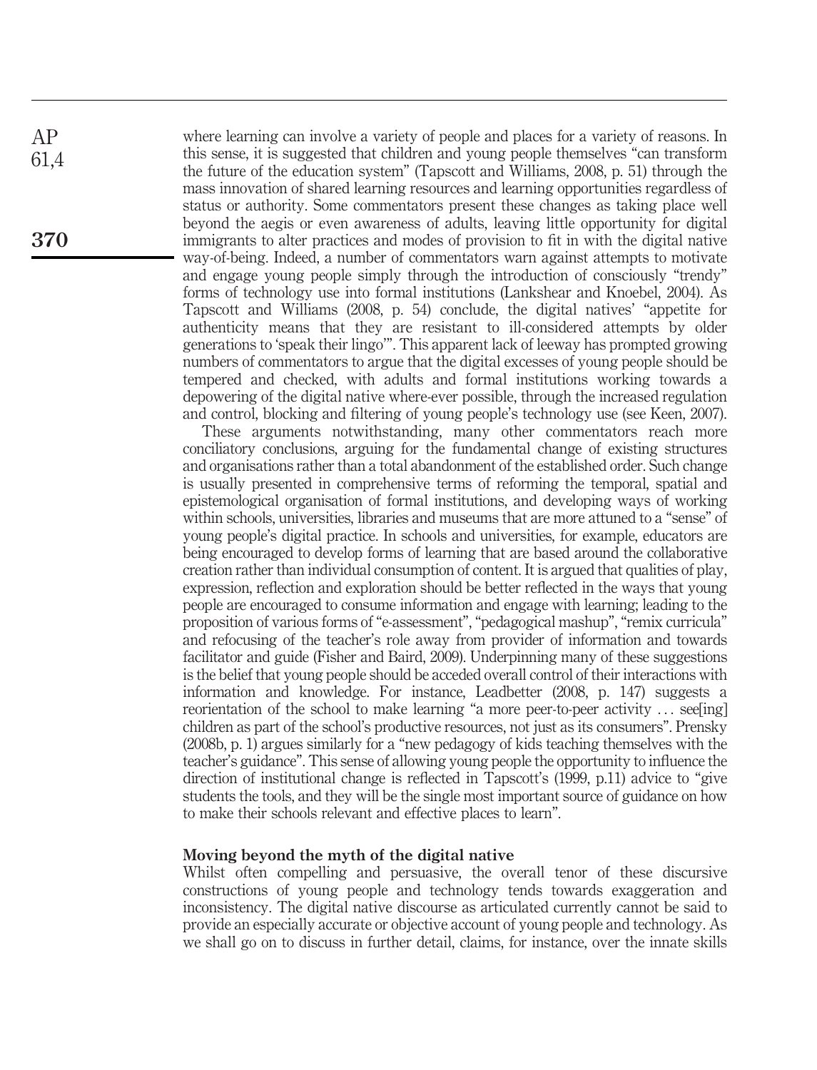where learning can involve a variety of people and places for a variety of reasons. In this sense, it is suggested that children and young people themselves "can transform the future of the education system" (Tapscott and Williams, 2008, p. 51) through the mass innovation of shared learning resources and learning opportunities regardless of status or authority. Some commentators present these changes as taking place well beyond the aegis or even awareness of adults, leaving little opportunity for digital immigrants to alter practices and modes of provision to fit in with the digital native way-of-being. Indeed, a number of commentators warn against attempts to motivate and engage young people simply through the introduction of consciously "trendy" forms of technology use into formal institutions (Lankshear and Knoebel, 2004). As Tapscott and Williams (2008, p. 54) conclude, the digital natives' "appetite for authenticity means that they are resistant to ill-considered attempts by older generations to 'speak their lingo'". This apparent lack of leeway has prompted growing numbers of commentators to argue that the digital excesses of young people should be tempered and checked, with adults and formal institutions working towards a depowering of the digital native where-ever possible, through the increased regulation and control, blocking and filtering of young people's technology use (see Keen, 2007).

These arguments notwithstanding, many other commentators reach more conciliatory conclusions, arguing for the fundamental change of existing structures and organisations rather than a total abandonment of the established order. Such change is usually presented in comprehensive terms of reforming the temporal, spatial and epistemological organisation of formal institutions, and developing ways of working within schools, universities, libraries and museums that are more attuned to a "sense" of young people's digital practice. In schools and universities, for example, educators are being encouraged to develop forms of learning that are based around the collaborative creation rather than individual consumption of content. It is argued that qualities of play, expression, reflection and exploration should be better reflected in the ways that young people are encouraged to consume information and engage with learning; leading to the proposition of various forms of "e-assessment", "pedagogical mashup", "remix curricula" and refocusing of the teacher's role away from provider of information and towards facilitator and guide (Fisher and Baird, 2009). Underpinning many of these suggestions is the belief that young people should be acceded overall control of their interactions with information and knowledge. For instance, Leadbetter (2008, p. 147) suggests a reorientation of the school to make learning "a more peer-to-peer activity … see[ing] children as part of the school's productive resources, not just as its consumers". Prensky (2008b, p. 1) argues similarly for a "new pedagogy of kids teaching themselves with the teacher's guidance". This sense of allowing young people the opportunity to influence the direction of institutional change is reflected in Tapscott's (1999, p.11) advice to "give students the tools, and they will be the single most important source of guidance on how to make their schools relevant and effective places to learn".

## Moving beyond the myth of the digital native

Whilst often compelling and persuasive, the overall tenor of these discursive constructions of young people and technology tends towards exaggeration and inconsistency. The digital native discourse as articulated currently cannot be said to provide an especially accurate or objective account of young people and technology. As we shall go on to discuss in further detail, claims, for instance, over the innate skills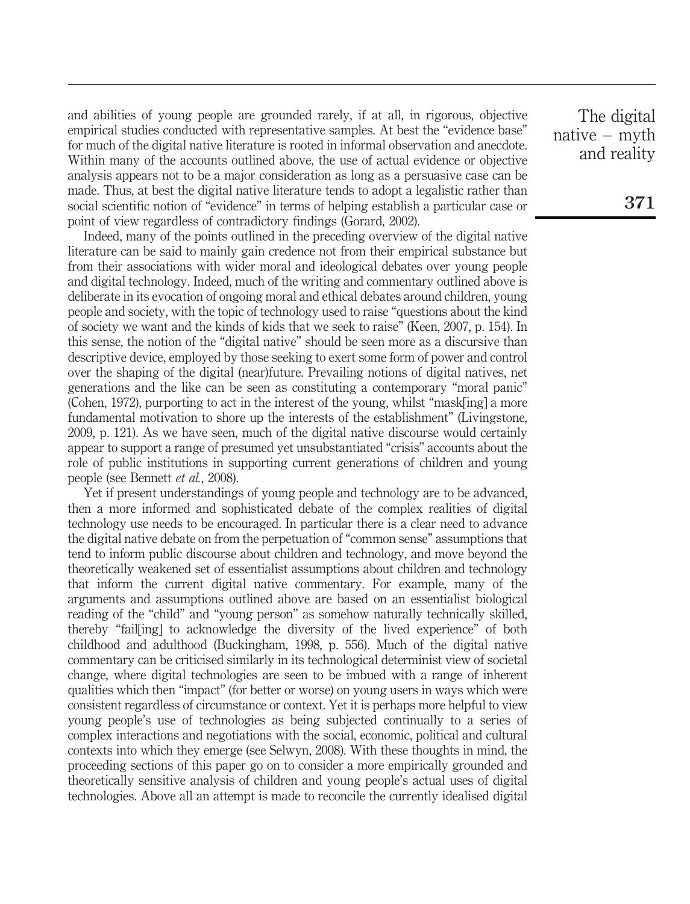and abilities of young people are grounded rarely, if at all, in rigorous, objective empirical studies conducted with representative samples. At best the "evidence base" for much of the digital native literature is rooted in informal observation and anecdote. Within many of the accounts outlined above, the use of actual evidence or objective analysis appears not to be a major consideration as long as a persuasive case can be made. Thus, at best the digital native literature tends to adopt a legalistic rather than social scientific notion of "evidence" in terms of helping establish a particular case or point of view regardless of contradictory findings (Gorard, 2002).

Indeed, many of the points outlined in the preceding overview of the digital native literature can be said to mainly gain credence not from their empirical substance but from their associations with wider moral and ideological debates over young people and digital technology. Indeed, much of the writing and commentary outlined above is deliberate in its evocation of ongoing moral and ethical debates around children, young people and society, with the topic of technology used to raise "questions about the kind of society we want and the kinds of kids that we seek to raise" (Keen, 2007, p. 154). In this sense, the notion of the "digital native" should be seen more as a discursive than descriptive device, employed by those seeking to exert some form of power and control over the shaping of the digital (near)future. Prevailing notions of digital natives, net generations and the like can be seen as constituting a contemporary "moral panic" (Cohen, 1972), purporting to act in the interest of the young, whilst "mask[ing] a more fundamental motivation to shore up the interests of the establishment" (Livingstone, 2009, p. 121). As we have seen, much of the digital native discourse would certainly appear to support a range of presumed yet unsubstantiated "crisis" accounts about the role of public institutions in supporting current generations of children and young people (see Bennett *et al.*, 2008).

Yet if present understandings of young people and technology are to be advanced, then a more informed and sophisticated debate of the complex realities of digital technology use needs to be encouraged. In particular there is a clear need to advance the digital native debate on from the perpetuation of "common sense" assumptions that tend to inform public discourse about children and technology, and move beyond the theoretically weakened set of essentialist assumptions about children and technology that inform the current digital native commentary. For example, many of the arguments and assumptions outlined above are based on an essentialist biological reading of the "child" and "young person" as somehow naturally technically skilled, thereby "fail[ing] to acknowledge the diversity of the lived experience" of both childhood and adulthood (Buckingham, 1998, p. 556). Much of the digital native commentary can be criticised similarly in its technological determinist view of societal change, where digital technologies are seen to be imbued with a range of inherent qualities which then "impact" (for better or worse) on young users in ways which were consistent regardless of circumstance or context. Yet it is perhaps more helpful to view young people's use of technologies as being subjected continually to a series of complex interactions and negotiations with the social, economic, political and cultural contexts into which they emerge (see Selwyn, 2008). With these thoughts in mind, the proceeding sections of this paper go on to consider a more empirically grounded and theoretically sensitive analysis of children and young people's actual uses of digital technologies. Above all an attempt is made to reconcile the currently idealised digital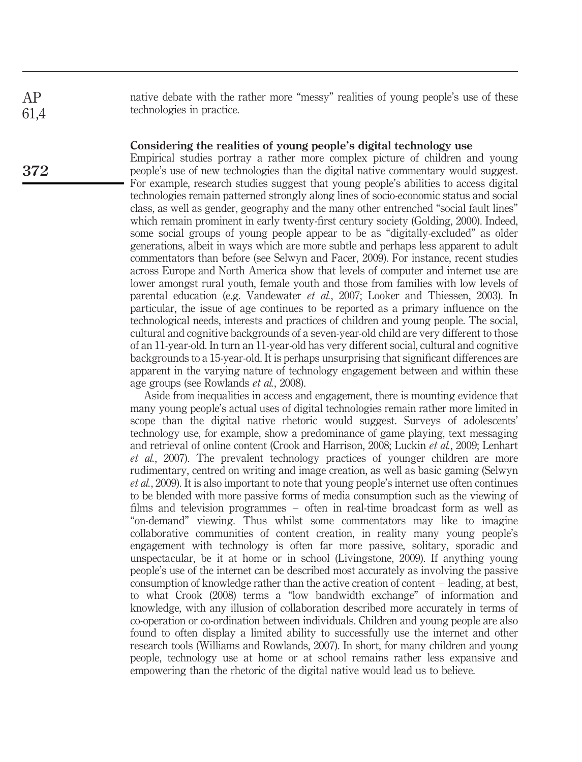native debate with the rather more "messy" realities of young people's use of these technologies in practice.

## Considering the realities of young people's digital technology use

Empirical studies portray a rather more complex picture of children and young people's use of new technologies than the digital native commentary would suggest. For example, research studies suggest that young people's abilities to access digital technologies remain patterned strongly along lines of socio-economic status and social class, as well as gender, geography and the many other entrenched "social fault lines" which remain prominent in early twenty-first century society (Golding, 2000). Indeed, some social groups of young people appear to be as "digitally-excluded" as older generations, albeit in ways which are more subtle and perhaps less apparent to adult commentators than before (see Selwyn and Facer, 2009). For instance, recent studies across Europe and North America show that levels of computer and internet use are lower amongst rural youth, female youth and those from families with low levels of parental education (e.g. Vandewater *et al.*, 2007; Looker and Thiessen, 2003). In particular, the issue of age continues to be reported as a primary influence on the technological needs, interests and practices of children and young people. The social, cultural and cognitive backgrounds of a seven-year-old child are very different to those of an 11-year-old. In turn an 11-year-old has very different social, cultural and cognitive backgrounds to a 15-year-old. It is perhaps unsurprising that significant differences are apparent in the varying nature of technology engagement between and within these age groups (see Rowlands *et al.*, 2008).

Aside from inequalities in access and engagement, there is mounting evidence that many young people's actual uses of digital technologies remain rather more limited in scope than the digital native rhetoric would suggest. Surveys of adolescents' technology use, for example, show a predominance of game playing, text messaging and retrieval of online content (Crook and Harrison, 2008; Luckin *et al.*, 2009; Lenhart *et al.*, 2007). The prevalent technology practices of younger children are more rudimentary, centred on writing and image creation, as well as basic gaming (Selwyn *et al.*, 2009). It is also important to note that young people's internet use often continues to be blended with more passive forms of media consumption such as the viewing of films and television programmes – often in real-time broadcast form as well as "on-demand" viewing. Thus whilst some commentators may like to imagine collaborative communities of content creation, in reality many young people's engagement with technology is often far more passive, solitary, sporadic and unspectacular, be it at home or in school (Livingstone, 2009). If anything young people's use of the internet can be described most accurately as involving the passive consumption of knowledge rather than the active creation of content – leading, at best, to what Crook (2008) terms a "low bandwidth exchange" of information and knowledge, with any illusion of collaboration described more accurately in terms of co-operation or co-ordination between individuals. Children and young people are also found to often display a limited ability to successfully use the internet and other research tools (Williams and Rowlands, 2007). In short, for many children and young people, technology use at home or at school remains rather less expansive and empowering than the rhetoric of the digital native would lead us to believe.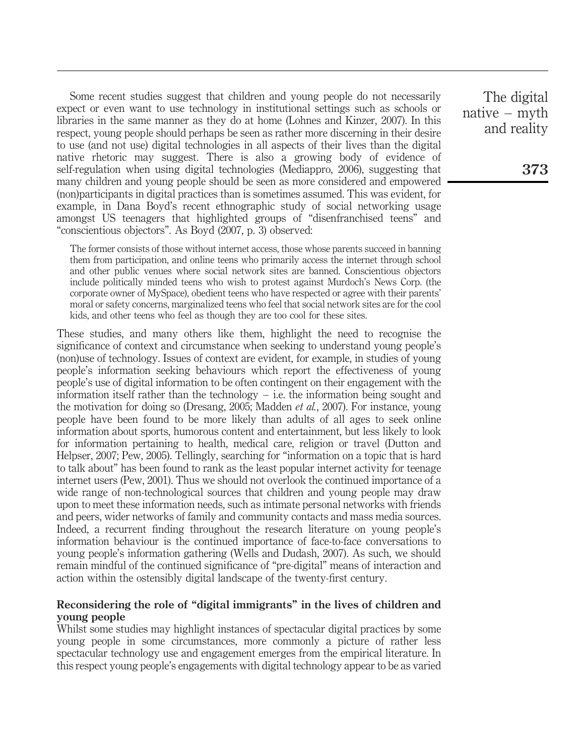Some recent studies suggest that children and young people do not necessarily expect or even want to use technology in institutional settings such as schools or libraries in the same manner as they do at home (Lohnes and Kinzer, 2007). In this respect, young people should perhaps be seen as rather more discerning in their desire to use (and not use) digital technologies in all aspects of their lives than the digital native rhetoric may suggest. There is also a growing body of evidence of self-regulation when using digital technologies (Mediappro, 2006), suggesting that many children and young people should be seen as more considered and empowered (non)participants in digital practices than is sometimes assumed. This was evident, for example, in Dana Boyd's recent ethnographic study of social networking usage amongst US teenagers that highlighted groups of "disenfranchised teens" and "conscientious objectors". As Boyd (2007, p. 3) observed:

> The former consists of those without internet access, those whose parents succeed in banning them from participation, and online teens who primarily access the internet through school and other public venues where social network sites are banned. Conscientious objectors include politically minded teens who wish to protest against Murdoch's News Corp. (the corporate owner of MySpace), obedient teens who have respected or agree with their parents' moral or safety concerns, marginalized teens who feel that social network sites are for the cool kids, and other teens who feel as though they are too cool for these sites.

These studies, and many others like them, highlight the need to recognise the significance of context and circumstance when seeking to understand young people's (non)use of technology. Issues of context are evident, for example, in studies of young people's information seeking behaviours which report the effectiveness of young people's use of digital information to be often contingent on their engagement with the information itself rather than the technology – i.e. the information being sought and the motivation for doing so (Dresang, 2005; Madden *et al.*, 2007). For instance, young people have been found to be more likely than adults of all ages to seek online information about sports, humorous content and entertainment, but less likely to look for information pertaining to health, medical care, religion or travel (Dutton and Helpser, 2007; Pew, 2005). Tellingly, searching for "information on a topic that is hard to talk about" has been found to rank as the least popular internet activity for teenage internet users (Pew, 2001). Thus we should not overlook the continued importance of a wide range of non-technological sources that children and young people may draw upon to meet these information needs, such as intimate personal networks with friends and peers, wider networks of family and community contacts and mass media sources. Indeed, a recurrent finding throughout the research literature on young people's information behaviour is the continued importance of face-to-face conversations to young people's information gathering (Wells and Dudash, 2007). As such, we should remain mindful of the continued significance of "pre-digital" means of interaction and action within the ostensibly digital landscape of the twenty-first century.

### Reconsidering the role of "digital immigrants" in the lives of children and young people

Whilst some studies may highlight instances of spectacular digital practices by some young people in some circumstances, more commonly a picture of rather less spectacular technology use and engagement emerges from the empirical literature. In this respect young people's engagements with digital technology appear to be as varied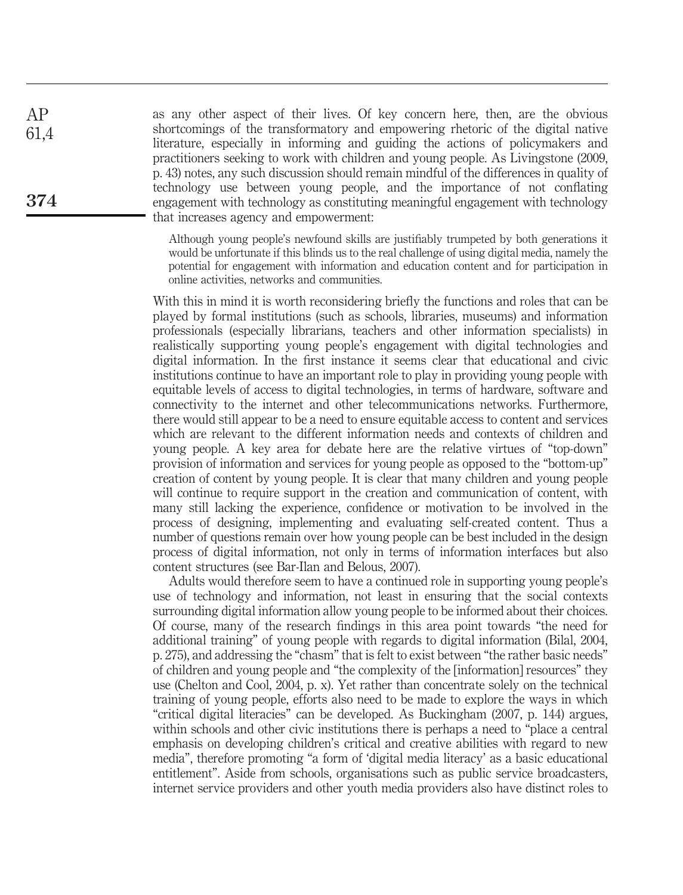as any other aspect of their lives. Of key concern here, then, are the obvious shortcomings of the transformatory and empowering rhetoric of the digital native literature, especially in informing and guiding the actions of policymakers and practitioners seeking to work with children and young people. As Livingstone (2009, p. 43) notes, any such discussion should remain mindful of the differences in quality of technology use between young people, and the importance of not conflating engagement with technology as constituting meaningful engagement with technology that increases agency and empowerment:

> Although young people's newfound skills are justifiably trumpeted by both generations it would be unfortunate if this blinds us to the real challenge of using digital media, namely the potential for engagement with information and education content and for participation in online activities, networks and communities.

With this in mind it is worth reconsidering briefly the functions and roles that can be played by formal institutions (such as schools, libraries, museums) and information professionals (especially librarians, teachers and other information specialists) in realistically supporting young people's engagement with digital technologies and digital information. In the first instance it seems clear that educational and civic institutions continue to have an important role to play in providing young people with equitable levels of access to digital technologies, in terms of hardware, software and connectivity to the internet and other telecommunications networks. Furthermore, there would still appear to be a need to ensure equitable access to content and services which are relevant to the different information needs and contexts of children and young people. A key area for debate here are the relative virtues of "top-down" provision of information and services for young people as opposed to the "bottom-up" creation of content by young people. It is clear that many children and young people will continue to require support in the creation and communication of content, with many still lacking the experience, confidence or motivation to be involved in the process of designing, implementing and evaluating self-created content. Thus a number of questions remain over how young people can be best included in the design process of digital information, not only in terms of information interfaces but also content structures (see Bar-Ilan and Belous, 2007).

Adults would therefore seem to have a continued role in supporting young people's use of technology and information, not least in ensuring that the social contexts surrounding digital information allow young people to be informed about their choices. Of course, many of the research findings in this area point towards "the need for additional training" of young people with regards to digital information (Bilal, 2004, p. 275), and addressing the "chasm" that is felt to exist between "the rather basic needs" of children and young people and "the complexity of the [information] resources" they use (Chelton and Cool, 2004, p. x). Yet rather than concentrate solely on the technical training of young people, efforts also need to be made to explore the ways in which "critical digital literacies" can be developed. As Buckingham (2007, p. 144) argues, within schools and other civic institutions there is perhaps a need to "place a central emphasis on developing children's critical and creative abilities with regard to new media", therefore promoting "a form of 'digital media literacy' as a basic educational entitlement". Aside from schools, organisations such as public service broadcasters, internet service providers and other youth media providers also have distinct roles to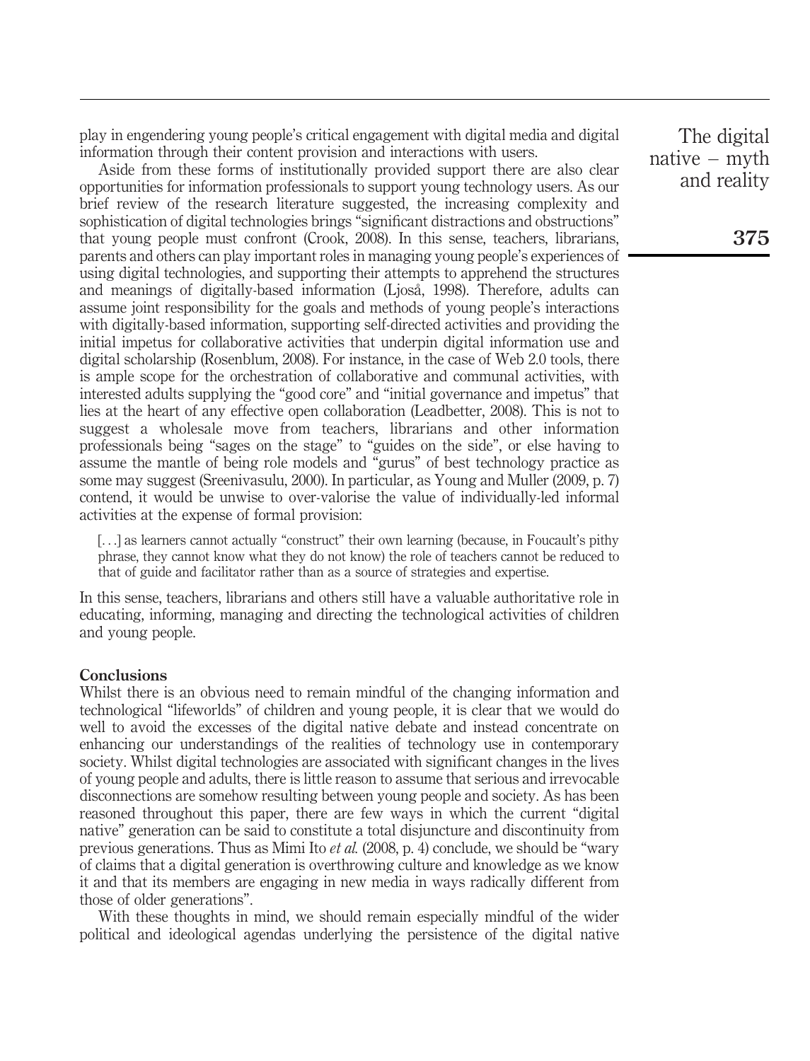play in engendering young people's critical engagement with digital media and digital information through their content provision and interactions with users.

Aside from these forms of institutionally provided support there are also clear opportunities for information professionals to support young technology users. As our brief review of the research literature suggested, the increasing complexity and sophistication of digital technologies brings "significant distractions and obstructions" that young people must confront (Crook, 2008). In this sense, teachers, librarians, parents and others can play important roles in managing young people's experiences of using digital technologies, and supporting their attempts to apprehend the structures and meanings of digitally-based information (Ljoså, 1998). Therefore, adults can assume joint responsibility for the goals and methods of young people's interactions with digitally-based information, supporting self-directed activities and providing the initial impetus for collaborative activities that underpin digital information use and digital scholarship (Rosenblum, 2008). For instance, in the case of Web 2.0 tools, there is ample scope for the orchestration of collaborative and communal activities, with interested adults supplying the "good core" and "initial governance and impetus" that lies at the heart of any effective open collaboration (Leadbetter, 2008). This is not to suggest a wholesale move from teachers, librarians and other information professionals being "sages on the stage" to "guides on the side", or else having to assume the mantle of being role models and "gurus" of best technology practice as some may suggest (Sreenivasulu, 2000). In particular, as Young and Muller (2009, p. 7) contend, it would be unwise to over-valorise the value of individually-led informal activities at the expense of formal provision:

> [. . .] as learners cannot actually "construct" their own learning (because, in Foucault's pithy phrase, they cannot know what they do not know) the role of teachers cannot be reduced to that of guide and facilitator rather than as a source of strategies and expertise.

In this sense, teachers, librarians and others still have a valuable authoritative role in educating, informing, managing and directing the technological activities of children and young people.

## Conclusions

Whilst there is an obvious need to remain mindful of the changing information and technological "lifeworlds" of children and young people, it is clear that we would do well to avoid the excesses of the digital native debate and instead concentrate on enhancing our understandings of the realities of technology use in contemporary society. Whilst digital technologies are associated with significant changes in the lives of young people and adults, there is little reason to assume that serious and irrevocable disconnections are somehow resulting between young people and society. As has been reasoned throughout this paper, there are few ways in which the current "digital native" generation can be said to constitute a total disjuncture and discontinuity from previous generations. Thus as Mimi Ito *et al.* (2008, p. 4) conclude, we should be "wary of claims that a digital generation is overthrowing culture and knowledge as we know it and that its members are engaging in new media in ways radically different from those of older generations".

With these thoughts in mind, we should remain especially mindful of the wider political and ideological agendas underlying the persistence of the digital native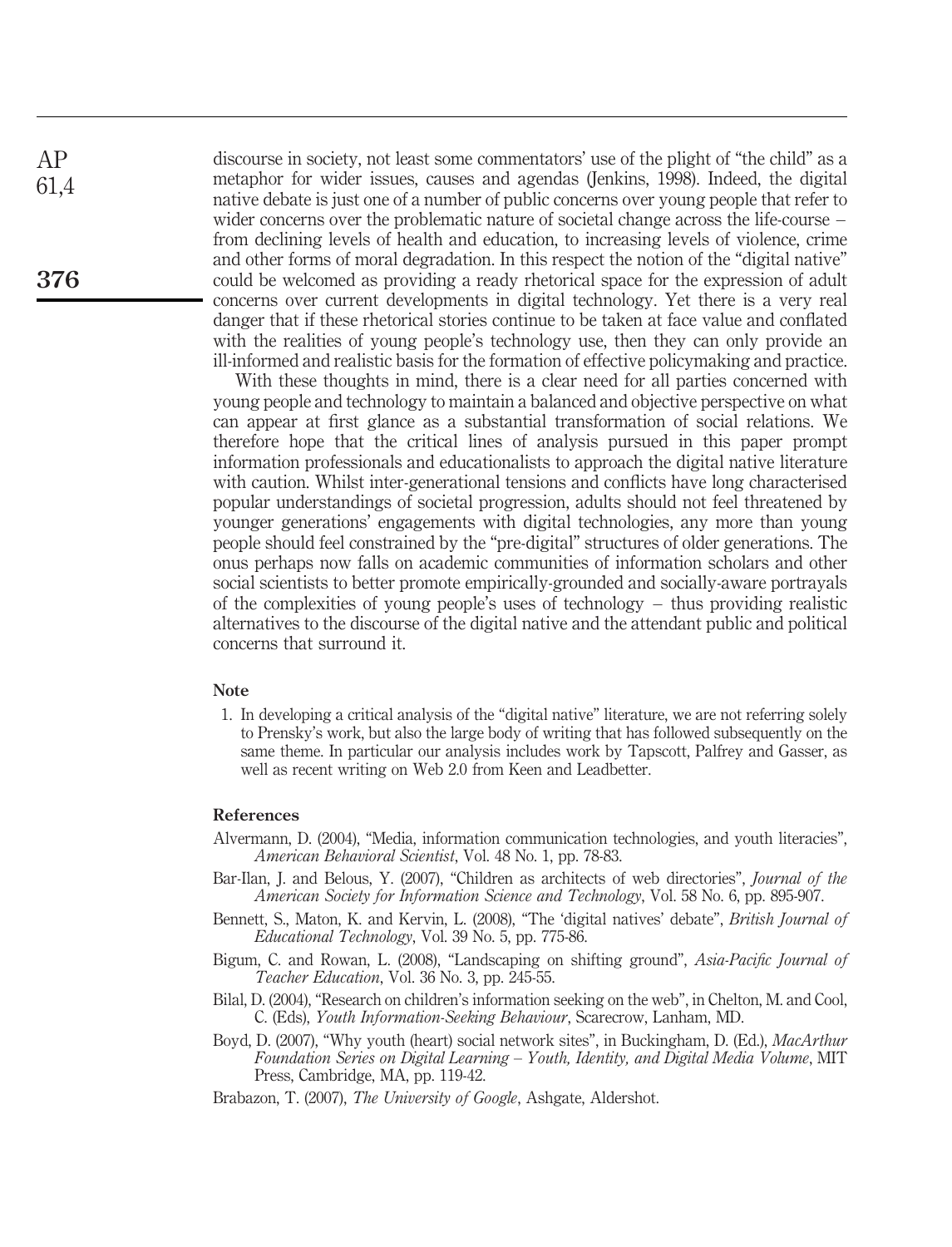discourse in society, not least some commentators' use of the plight of "the child" as a metaphor for wider issues, causes and agendas (Jenkins, 1998). Indeed, the digital native debate is just one of a number of public concerns over young people that refer to wider concerns over the problematic nature of societal change across the life-course – from declining levels of health and education, to increasing levels of violence, crime and other forms of moral degradation. In this respect the notion of the "digital native" could be welcomed as providing a ready rhetorical space for the expression of adult concerns over current developments in digital technology. Yet there is a very real danger that if these rhetorical stories continue to be taken at face value and conflated with the realities of young people's technology use, then they can only provide an ill-informed and realistic basis for the formation of effective policymaking and practice.

With these thoughts in mind, there is a clear need for all parties concerned with young people and technology to maintain a balanced and objective perspective on what can appear at first glance as a substantial transformation of social relations. We therefore hope that the critical lines of analysis pursued in this paper prompt information professionals and educationalists to approach the digital native literature with caution. Whilst inter-generational tensions and conflicts have long characterised popular understandings of societal progression, adults should not feel threatened by younger generations' engagements with digital technologies, any more than young people should feel constrained by the "pre-digital" structures of older generations. The onus perhaps now falls on academic communities of information scholars and other social scientists to better promote empirically-grounded and socially-aware portrayals of the complexities of young people's uses of technology – thus providing realistic alternatives to the discourse of the digital native and the attendant public and political concerns that surround it.

## Note

1. In developing a critical analysis of the "digital native" literature, we are not referring solely to Prensky's work, but also the large body of writing that has followed subsequently on the same theme. In particular our analysis includes work by Tapscott, Palfrey and Gasser, as well as recent writing on Web 2.0 from Keen and Leadbetter.

## References

Alvermann, D. (2004), "Media, information communication technologies, and youth literacies", *American Behavioral Scientist*, Vol. 48 No. 1, pp. 78-83.

Bar-Ilan, J. and Belous, Y. (2007), "Children as architects of web directories", *Journal of the American Society for Information Science and Technology*, Vol. 58 No. 6, pp. 895-907.

Bennett, S., Maton, K. and Kervin, L. (2008), "The 'digital natives' debate", *British Journal of Educational Technology*, Vol. 39 No. 5, pp. 775-86.

Bigum, C. and Rowan, L. (2008), "Landscaping on shifting ground", *Asia-Pacific Journal of Teacher Education*, Vol. 36 No. 3, pp. 245-55.

Bilal, D. (2004), "Research on children's information seeking on the web", in Chelton, M. and Cool, C. (Eds), *Youth Information-Seeking Behaviour*, Scarecrow, Lanham, MD.

Boyd, D. (2007), "Why youth (heart) social network sites", in Buckingham, D. (Ed.), *MacArthur Foundation Series on Digital Learning – Youth, Identity, and Digital Media Volume*, MIT Press, Cambridge, MA, pp. 119-42.

Brabazon, T. (2007), *The University of Google*, Ashgate, Aldershot.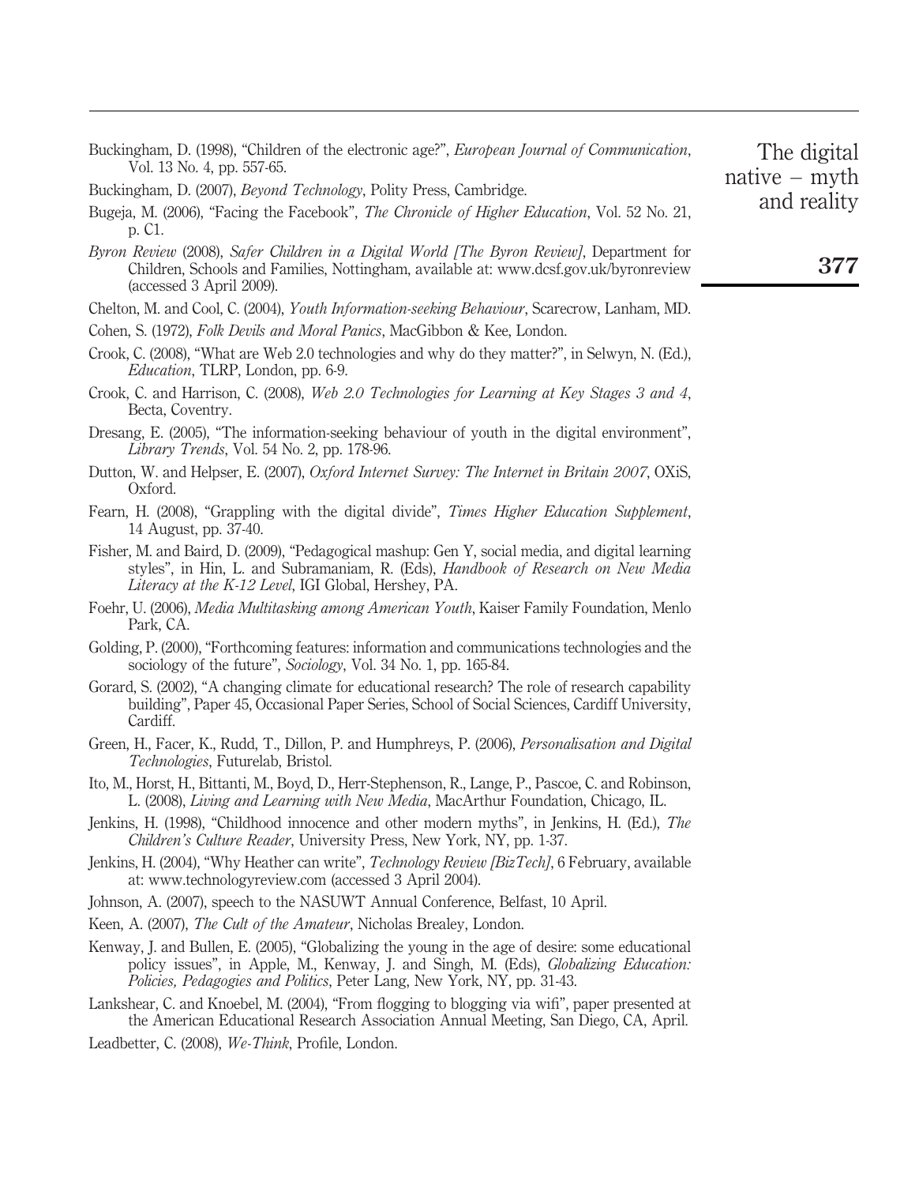Buckingham, D. (1998), "Children of the electronic age?", *European Journal of Communication*, Vol. 13 No. 4, pp. 557-65.

Buckingham, D. (2007), *Beyond Technology*, Polity Press, Cambridge.

Bugeja, M. (2006), "Facing the Facebook", *The Chronicle of Higher Education*, Vol. 52 No. 21, p. C1.

*Byron Review* (2008), *Safer Children in a Digital World [The Byron Review]*, Department for Children, Schools and Families, Nottingham, available at: www.dcsf.gov.uk/byronreview (accessed 3 April 2009).

Chelton, M. and Cool, C. (2004), *Youth Information-seeking Behaviour*, Scarecrow, Lanham, MD.

Cohen, S. (1972), *Folk Devils and Moral Panics*, MacGibbon & Kee, London.

Crook, C. (2008), "What are Web 2.0 technologies and why do they matter?", in Selwyn, N. (Ed.), *Education*, TLRP, London, pp. 6-9.

Crook, C. and Harrison, C. (2008), *Web 2.0 Technologies for Learning at Key Stages 3 and 4*, Becta, Coventry.

Dresang, E. (2005), "The information-seeking behaviour of youth in the digital environment", *Library Trends*, Vol. 54 No. 2, pp. 178-96.

Dutton, W. and Helpser, E. (2007), *Oxford Internet Survey: The Internet in Britain 2007*, OXiS, Oxford.

Fearn, H. (2008), "Grappling with the digital divide", *Times Higher Education Supplement*, 14 August, pp. 37-40.

Fisher, M. and Baird, D. (2009), "Pedagogical mashup: Gen Y, social media, and digital learning styles", in Hin, L. and Subramaniam, R. (Eds), *Handbook of Research on New Media Literacy at the K-12 Level*, IGI Global, Hershey, PA.

Foehr, U. (2006), *Media Multitasking among American Youth*, Kaiser Family Foundation, Menlo Park, CA.

Golding, P. (2000), "Forthcoming features: information and communications technologies and the sociology of the future", *Sociology*, Vol. 34 No. 1, pp. 165-84.

Gorard, S. (2002), "A changing climate for educational research? The role of research capability building", Paper 45, Occasional Paper Series, School of Social Sciences, Cardiff University, Cardiff.

Green, H., Facer, K., Rudd, T., Dillon, P. and Humphreys, P. (2006), *Personalisation and Digital Technologies*, Futurelab, Bristol.

Ito, M., Horst, H., Bittanti, M., Boyd, D., Herr-Stephenson, R., Lange, P., Pascoe, C. and Robinson, L. (2008), *Living and Learning with New Media*, MacArthur Foundation, Chicago, IL.

Jenkins, H. (1998), "Childhood innocence and other modern myths", in Jenkins, H. (Ed.), *The Children's Culture Reader*, University Press, New York, NY, pp. 1-37.

Jenkins, H. (2004), "Why Heather can write", *Technology Review [BizTech]*, 6 February, available at: www.technologyreview.com (accessed 3 April 2004).

Johnson, A. (2007), speech to the NASUWT Annual Conference, Belfast, 10 April.

Keen, A. (2007), *The Cult of the Amateur*, Nicholas Brealey, London.

Kenway, J. and Bullen, E. (2005), "Globalizing the young in the age of desire: some educational policy issues", in Apple, M., Kenway, J. and Singh, M. (Eds), *Globalizing Education: Policies, Pedagogies and Politics*, Peter Lang, New York, NY, pp. 31-43.

Lankshear, C. and Knoebel, M. (2004), "From flogging to blogging via wifi", paper presented at the American Educational Research Association Annual Meeting, San Diego, CA, April.

Leadbetter, C. (2008), *We-Think*, Profile, London.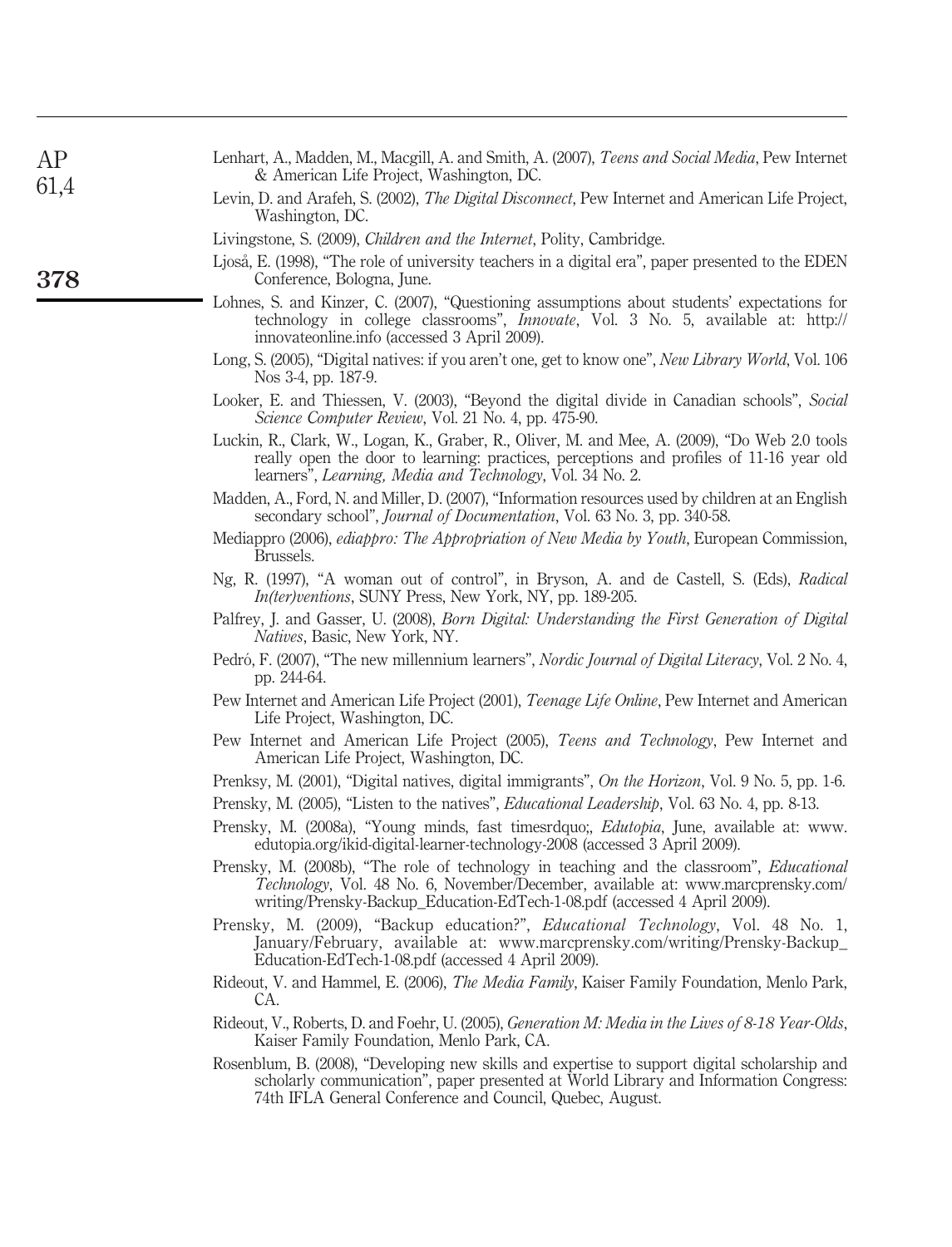Lenhart, A., Madden, M., Macgill, A. and Smith, A. (2007), *Teens and Social Media*, Pew Internet & American Life Project, Washington, DC.

Levin, D. and Arafeh, S. (2002), *The Digital Disconnect*, Pew Internet and American Life Project, Washington, DC.

Livingstone, S. (2009), *Children and the Internet*, Polity, Cambridge.

Ljoså, E. (1998), "The role of university teachers in a digital era", paper presented to the EDEN Conference, Bologna, June.

Lohnes, S. and Kinzer, C. (2007), "Questioning assumptions about students' expectations for technology in college classrooms", *Innovate*, Vol. 3 No. 5, available at: http://innovateonline.info (accessed 3 April 2009).

Long, S. (2005), "Digital natives: if you aren't one, get to know one", *New Library World*, Vol. 106 Nos 3-4, pp. 187-9.

Looker, E. and Thiessen, V. (2003), "Beyond the digital divide in Canadian schools", *Social Science Computer Review*, Vol. 21 No. 4, pp. 475-90.

Luckin, R., Clark, W., Logan, K., Graber, R., Oliver, M. and Mee, A. (2009), "Do Web 2.0 tools really open the door to learning: practices, perceptions and profiles of 11-16 year old learners", *Learning, Media and Technology*, Vol. 34 No. 2.

Madden, A., Ford, N. and Miller, D. (2007), "Information resources used by children at an English secondary school", *Journal of Documentation*, Vol. 63 No. 3, pp. 340-58.

Mediappro (2006), *ediappro: The Appropriation of New Media by Youth*, European Commission, Brussels.

Ng, R. (1997), "A woman out of control", in Bryson, A. and de Castell, S. (Eds), *Radical In(ter)ventions*, SUNY Press, New York, NY, pp. 189-205.

Palfrey, J. and Gasser, U. (2008), *Born Digital: Understanding the First Generation of Digital Natives*, Basic, New York, NY.

Pedró, F. (2007), "The new millennium learners", *Nordic Journal of Digital Literacy*, Vol. 2 No. 4, pp. 244-64.

Pew Internet and American Life Project (2001), *Teenage Life Online*, Pew Internet and American Life Project, Washington, DC.

Pew Internet and American Life Project (2005), *Teens and Technology*, Pew Internet and American Life Project, Washington, DC.

Prenksy, M. (2001), "Digital natives, digital immigrants", *On the Horizon*, Vol. 9 No. 5, pp. 1-6.

Prensky, M. (2005), "Listen to the natives", *Educational Leadership*, Vol. 63 No. 4, pp. 8-13.

Prensky, M. (2008a), "Young minds, fast timesrdquo;, *Edutopia*, June, available at: www.edutopia.org/ikid-digital-learner-technology-2008 (accessed 3 April 2009).

Prensky, M. (2008b), "The role of technology in teaching and the classroom", *Educational Technology*, Vol. 48 No. 6, November/December, available at: www.marcprensky.com/writing/Prensky-Backup_Education-EdTech-1-08.pdf (accessed 4 April 2009).

Prensky, M. (2009), "Backup education?", *Educational Technology*, Vol. 48 No. 1, January/February, available at: www.marcprensky.com/writing/Prensky-Backup_Education-EdTech-1-08.pdf (accessed 4 April 2009).

Rideout, V. and Hammel, E. (2006), *The Media Family*, Kaiser Family Foundation, Menlo Park, CA.

Rideout, V., Roberts, D. and Foehr, U. (2005), *Generation M: Media in the Lives of 8-18 Year-Olds*, Kaiser Family Foundation, Menlo Park, CA.

Rosenblum, B. (2008), "Developing new skills and expertise to support digital scholarship and scholarly communication", paper presented at World Library and Information Congress: 74th IFLA General Conference and Council, Quebec, August.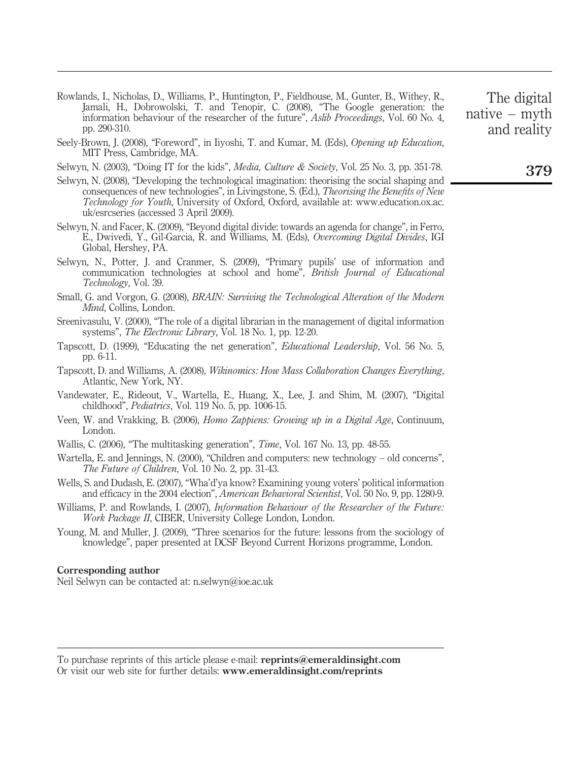Rowlands, I., Nicholas, D., Williams, P., Huntington, P., Fieldhouse, M., Gunter, B., Withey, R., Jamali, H., Dobrowolski, T. and Tenopir, C. (2008), "The Google generation: the information behaviour of the researcher of the future", *Aslib Proceedings*, Vol. 60 No. 4, pp. 290-310.

Seely-Brown, J. (2008), "Foreword", in Iiyoshi, T. and Kumar, M. (Eds), *Opening up Education*, MIT Press, Cambridge, MA.

Selwyn, N. (2003), "Doing IT for the kids", *Media, Culture & Society*, Vol. 25 No. 3, pp. 351-78.

Selwyn, N. (2008), "Developing the technological imagination: theorising the social shaping and consequences of new technologies", in Livingstone, S. (Ed.), *Theorising the Benefits of New Technology for Youth*, University of Oxford, Oxford, available at: www.education.ox.ac.uk/esrcseries (accessed 3 April 2009).

Selwyn, N. and Facer, K. (2009), "Beyond digital divide: towards an agenda for change", in Ferro, E., Dwivedi, Y., Gil-Garcia, R. and Williams, M. (Eds), *Overcoming Digital Divides*, IGI Global, Hershey, PA.

Selwyn, N., Potter, J. and Cranmer, S. (2009), "Primary pupils' use of information and communication technologies at school and home", *British Journal of Educational Technology*, Vol. 39.

Small, G. and Vorgon, G. (2008), *BRAIN: Surviving the Technological Alteration of the Modern Mind*, Collins, London.

Sreenivasulu, V. (2000), "The role of a digital librarian in the management of digital information systems", *The Electronic Library*, Vol. 18 No. 1, pp. 12-20.

Tapscott, D. (1999), "Educating the net generation", *Educational Leadership*, Vol. 56 No. 5, pp. 6-11.

Tapscott, D. and Williams, A. (2008), *Wikinomics: How Mass Collaboration Changes Everything*, Atlantic, New York, NY.

Vandewater, E., Rideout, V., Wartella, E., Huang, X., Lee, J. and Shim, M. (2007), "Digital childhood", *Pediatrics*, Vol. 119 No. 5, pp. 1006-15.

Veen, W. and Vrakking, B. (2006), *Homo Zappiens: Growing up in a Digital Age*, Continuum, London.

Wallis, C. (2006), "The multitasking generation", *Time*, Vol. 167 No. 13, pp. 48-55.

Wartella, E. and Jennings, N. (2000), "Children and computers: new technology – old concerns", *The Future of Children*, Vol. 10 No. 2, pp. 31-43.

Wells, S. and Dudash, E. (2007), "Wha'd'ya know? Examining young voters' political information and efficacy in the 2004 election", *American Behavioral Scientist*, Vol. 50 No. 9, pp. 1280-9.

Williams, P. and Rowlands, I. (2007), *Information Behaviour of the Researcher of the Future: Work Package II*, CIBER, University College London, London.

Young, M. and Muller, J. (2009), "Three scenarios for the future: lessons from the sociology of knowledge", paper presented at DCSF Beyond Current Horizons programme, London.

**Corresponding author**

Neil Selwyn can be contacted at: n.selwyn@ioe.ac.uk

To purchase reprints of this article please e-mail: **reprints@emeraldinsight.com**
Or visit our web site for further details: **www.emeraldinsight.com/reprints**